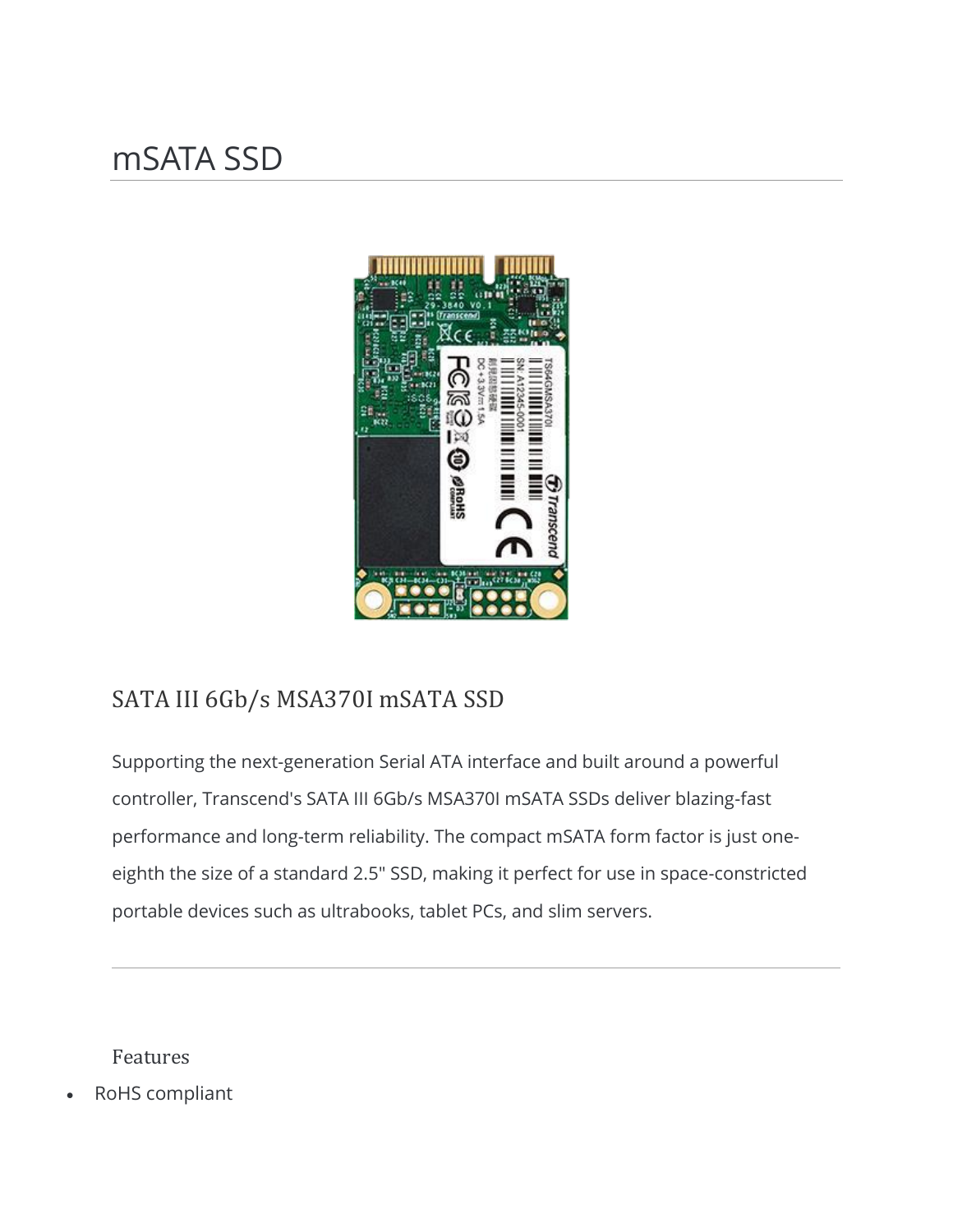# mSATA SSD

## SATA III 6Gb/s MSA370I mSATA SSD

Supporting the next-generation Serial ATA interface and built around a powerful controller, Transcend's SATA III 6Gb/s MSA370I mSATA SSDs deliver blazing-fast performance and long-term reliability. The compact mSATA form factor is just one-eighth the size of a standard 2.5" SSD, making it perfect for use in space-constricted portable devices such as ultrabooks, tablet PCs, and slim servers.

---

### Features

- RoHS compliant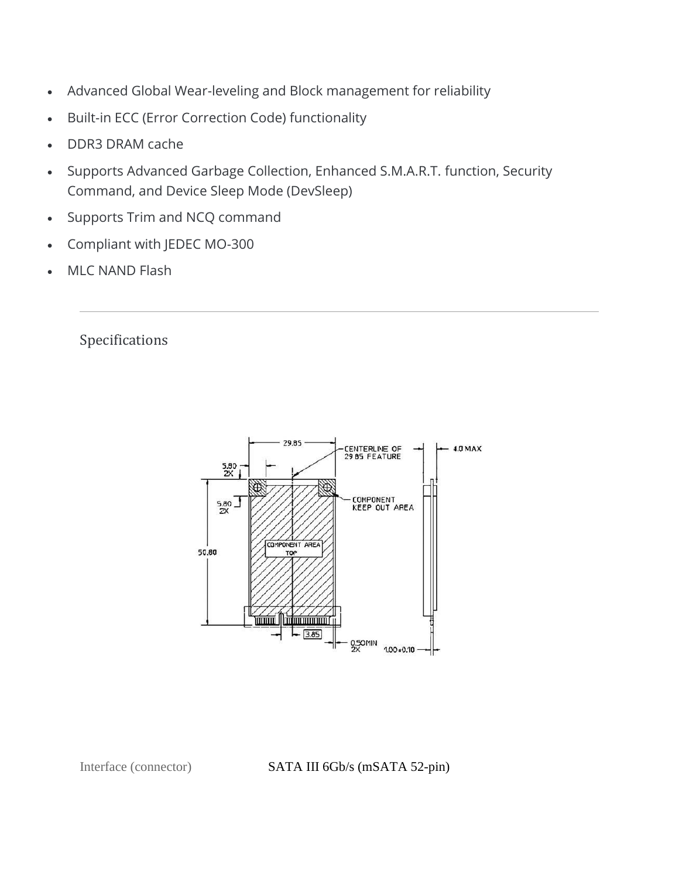- Advanced Global Wear-leveling and Block management for reliability
- Built-in ECC (Error Correction Code) functionality
- DDR3 DRAM cache
- Supports Advanced Garbage Collection, Enhanced S.M.A.R.T. function, Security Command, and Device Sleep Mode (DevSleep)
- Supports Trim and NCQ command
- Compliant with JEDEC MO-300
- MLC NAND Flash

---

## Specifications

| Interface (connector) | SATA III 6Gb/s (mSATA 52-pin) |
|---|---|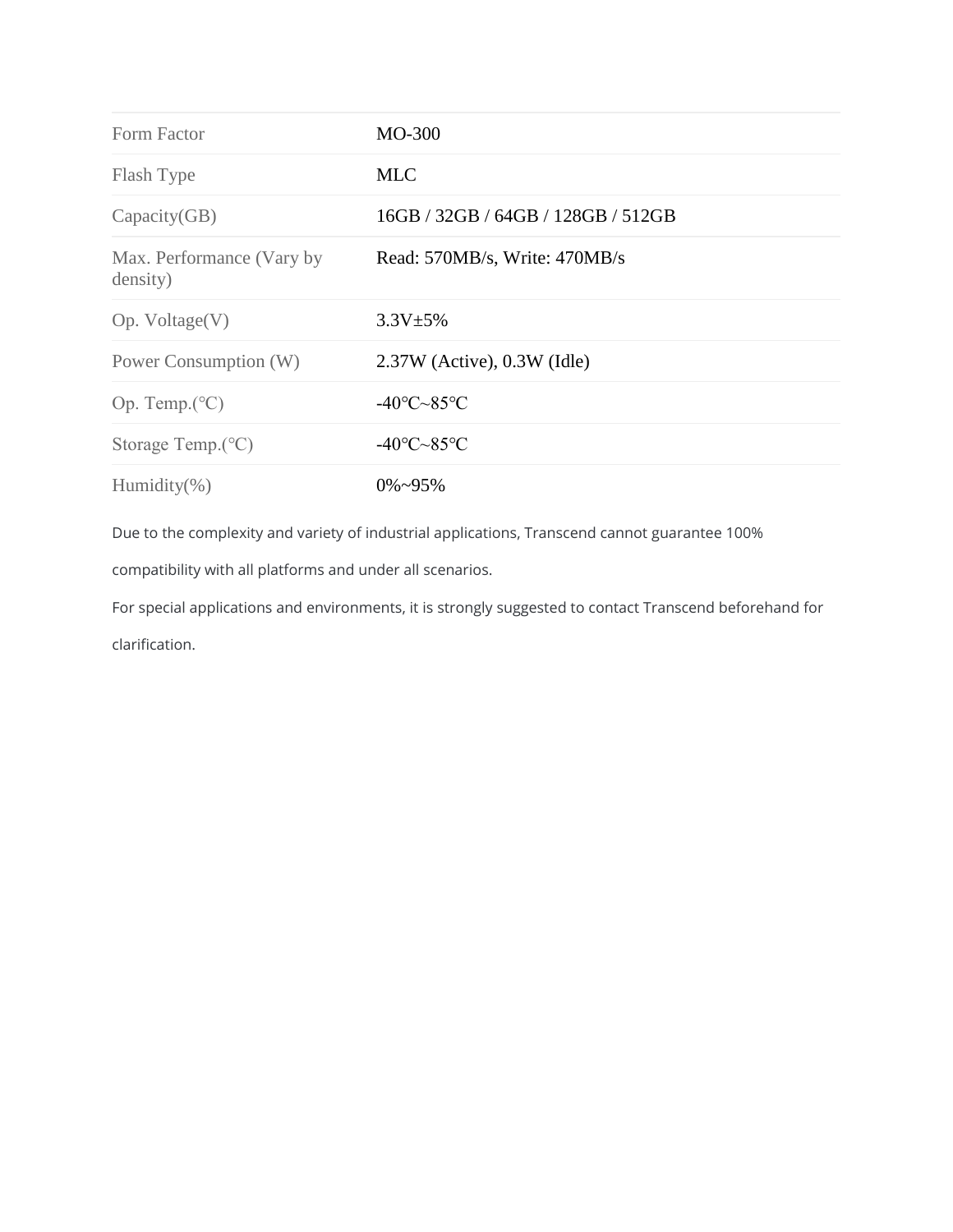| | |
|---|---|
| Form Factor | MO-300 |
| Flash Type | MLC |
| Capacity(GB) | 16GB / 32GB / 64GB / 128GB / 512GB |
| Max. Performance (Vary by density) | Read: 570MB/s, Write: 470MB/s |
| Op. Voltage(V) | 3.3V±5% |
| Power Consumption (W) | 2.37W (Active), 0.3W (Idle) |
| Op. Temp.(°C) | -40°C~85°C |
| Storage Temp.(°C) | -40°C~85°C |
| Humidity(%) | 0%~95% |

Due to the complexity and variety of industrial applications, Transcend cannot guarantee 100% compatibility with all platforms and under all scenarios.

For special applications and environments, it is strongly suggested to contact Transcend beforehand for clarification.